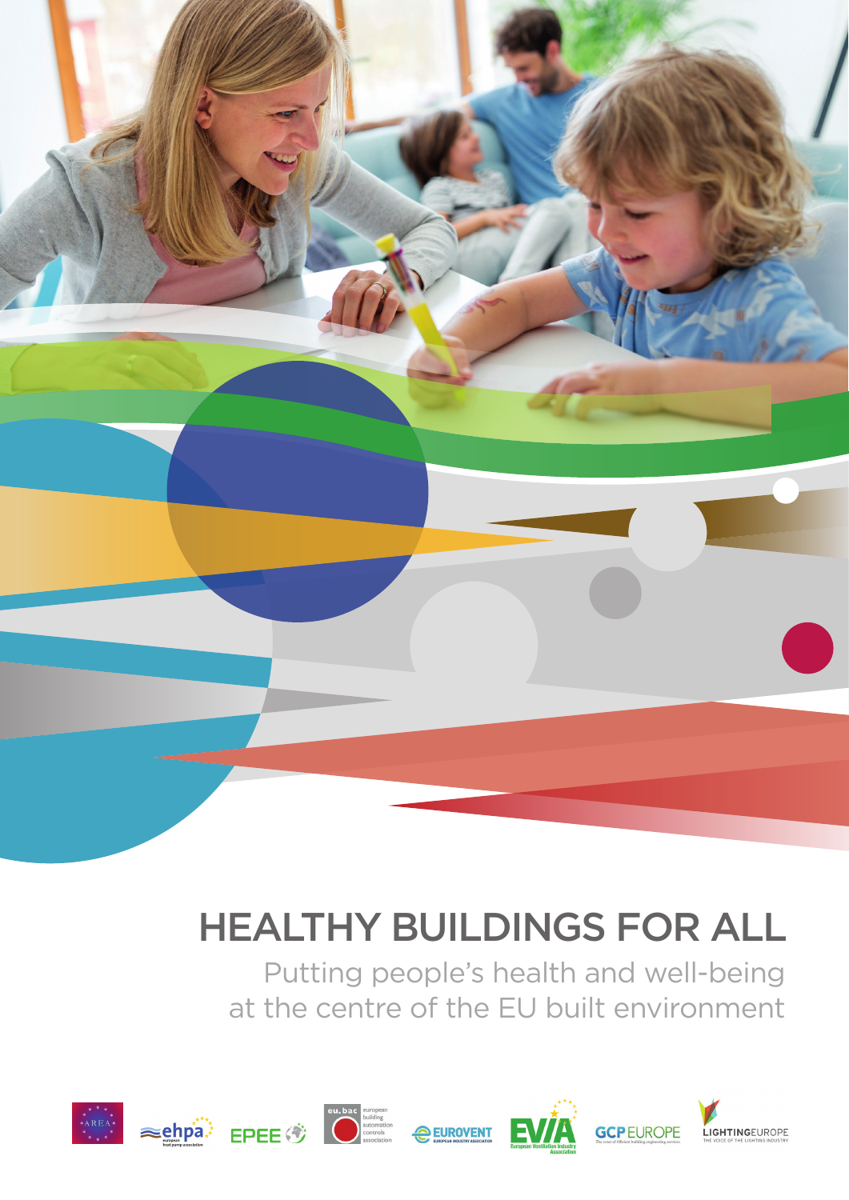# HEALTHY BUILDINGS FOR ALL

Putting people's health and well-being at the centre of the EU built environment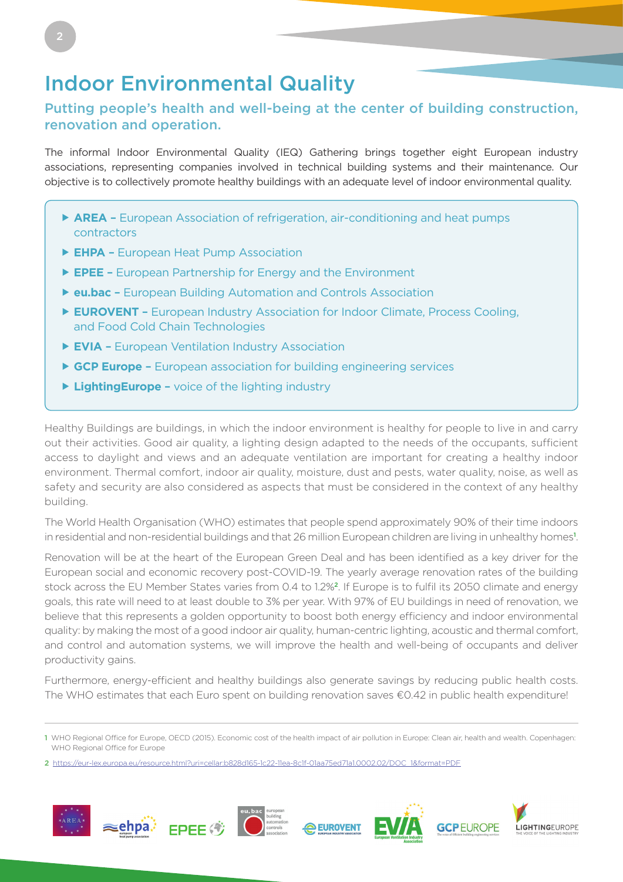# Indoor Environmental Quality

## Putting people's health and well-being at the center of building construction, renovation and operation.

The informal Indoor Environmental Quality (IEQ) Gathering brings together eight European industry associations, representing companies involved in technical building systems and their maintenance. Our objective is to collectively promote healthy buildings with an adequate level of indoor environmental quality.

- **AREA –** European Association of refrigeration, air-conditioning and heat pumps contractors
- **EHPA –** European Heat Pump Association
- **EPEE –** European Partnership for Energy and the Environment
- **eu.bac –** European Building Automation and Controls Association
- **EUROVENT –** European Industry Association for Indoor Climate, Process Cooling, and Food Cold Chain Technologies
- **EVIA –** European Ventilation Industry Association
- **GCP Europe –** European association for building engineering services
- **LightingEurope –** voice of the lighting industry

Healthy Buildings are buildings, in which the indoor environment is healthy for people to live in and carry out their activities. Good air quality, a lighting design adapted to the needs of the occupants, sufficient access to daylight and views and an adequate ventilation are important for creating a healthy indoor environment. Thermal comfort, indoor air quality, moisture, dust and pests, water quality, noise, as well as safety and security are also considered as aspects that must be considered in the context of any healthy building.

The World Health Organisation (WHO) estimates that people spend approximately 90% of their time indoors in residential and non-residential buildings and that 26 million European children are living in unhealthy homes[1].

Renovation will be at the heart of the European Green Deal and has been identified as a key driver for the European social and economic recovery post-COVID-19. The yearly average renovation rates of the building stock across the EU Member States varies from 0.4 to 1.2%[2]. If Europe is to fulfil its 2050 climate and energy goals, this rate will need to at least double to 3% per year. With 97% of EU buildings in need of renovation, we believe that this represents a golden opportunity to boost both energy efficiency and indoor environmental quality: by making the most of a good indoor air quality, human-centric lighting, acoustic and thermal comfort, and control and automation systems, we will improve the health and well-being of occupants and deliver productivity gains.

Furthermore, energy-efficient and healthy buildings also generate savings by reducing public health costs. The WHO estimates that each Euro spent on building renovation saves €0.42 in public health expenditure!

---

1 WHO Regional Office for Europe, OECD (2015). Economic cost of the health impact of air pollution in Europe: Clean air, health and wealth. Copenhagen: WHO Regional Office for Europe

2 https://eur-lex.europa.eu/resource.html?uri=cellar:b828d165-1c22-11ea-8c1f-01aa75ed71a1.0002.02/DOC_1&format=PDF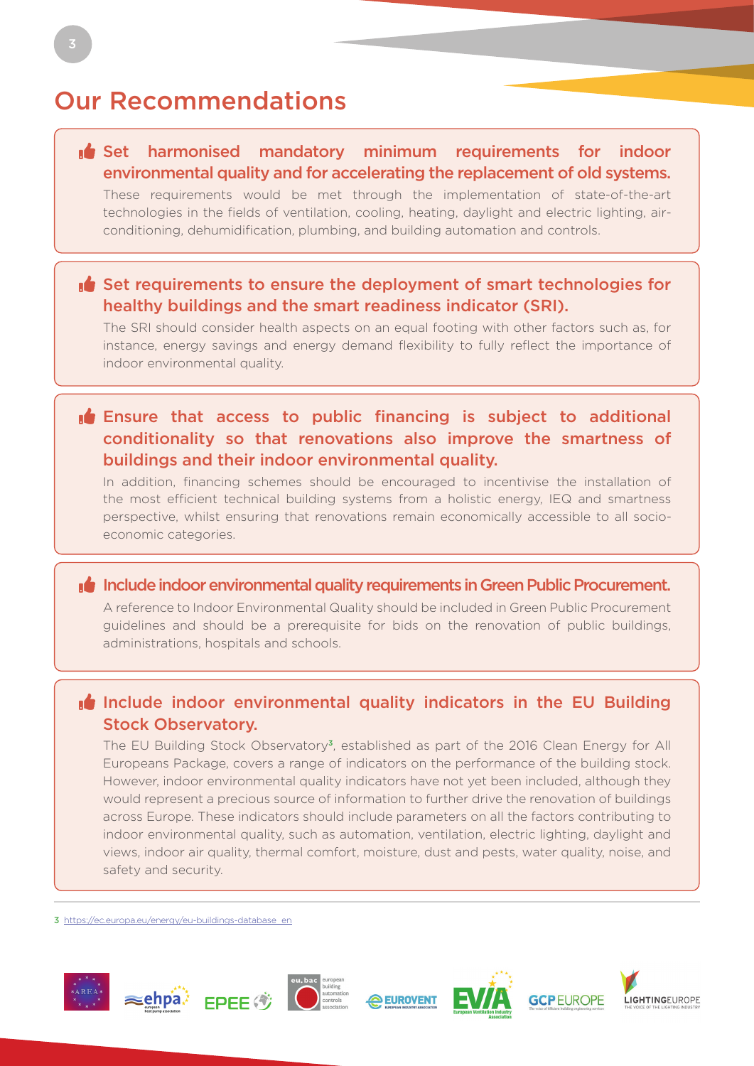## Our Recommendations

**Set harmonised mandatory minimum requirements for indoor environmental quality and for accelerating the replacement of old systems.**

These requirements would be met through the implementation of state-of-the-art technologies in the fields of ventilation, cooling, heating, daylight and electric lighting, air-conditioning, dehumidification, plumbing, and building automation and controls.

**Set requirements to ensure the deployment of smart technologies for healthy buildings and the smart readiness indicator (SRI).**

The SRI should consider health aspects on an equal footing with other factors such as, for instance, energy savings and energy demand flexibility to fully reflect the importance of indoor environmental quality.

**Ensure that access to public financing is subject to additional conditionality so that renovations also improve the smartness of buildings and their indoor environmental quality.**

In addition, financing schemes should be encouraged to incentivise the installation of the most efficient technical building systems from a holistic energy, IEQ and smartness perspective, whilst ensuring that renovations remain economically accessible to all socio-economic categories.

**Include indoor environmental quality requirements in Green Public Procurement.**

A reference to Indoor Environmental Quality should be included in Green Public Procurement guidelines and should be a prerequisite for bids on the renovation of public buildings, administrations, hospitals and schools.

**Include indoor environmental quality indicators in the EU Building Stock Observatory.**

The EU Building Stock Observatory[3], established as part of the 2016 Clean Energy for All Europeans Package, covers a range of indicators on the performance of the building stock. However, indoor environmental quality indicators have not yet been included, although they would represent a precious source of information to further drive the renovation of buildings across Europe. These indicators should include parameters on all the factors contributing to indoor environmental quality, such as automation, ventilation, electric lighting, daylight and views, indoor air quality, thermal comfort, moisture, dust and pests, water quality, noise, and safety and security.

---

3 https://ec.europa.eu/energy/eu-buildings-database_en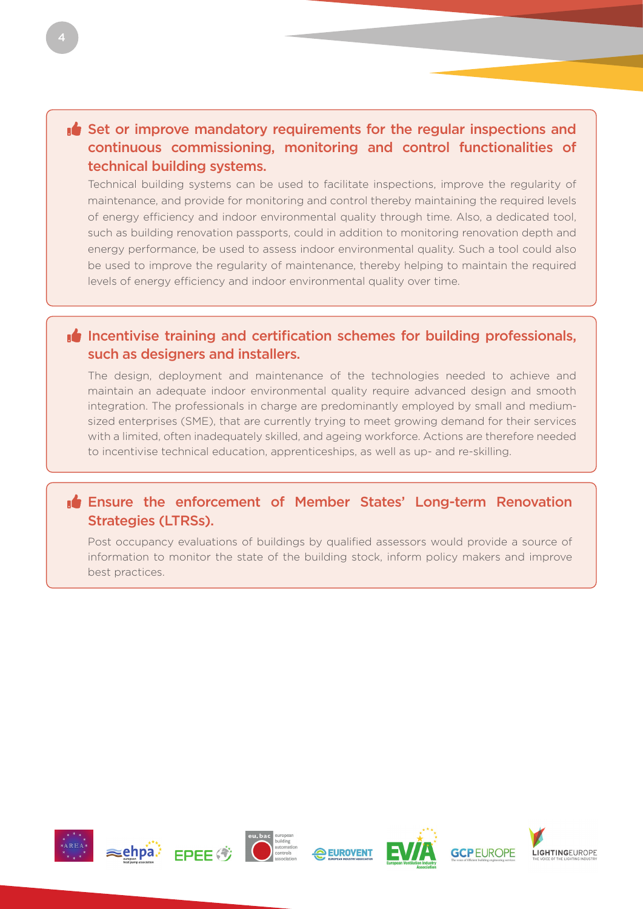### Set or improve mandatory requirements for the regular inspections and continuous commissioning, monitoring and control functionalities of technical building systems.

Technical building systems can be used to facilitate inspections, improve the regularity of maintenance, and provide for monitoring and control thereby maintaining the required levels of energy efficiency and indoor environmental quality through time. Also, a dedicated tool, such as building renovation passports, could in addition to monitoring renovation depth and energy performance, be used to assess indoor environmental quality. Such a tool could also be used to improve the regularity of maintenance, thereby helping to maintain the required levels of energy efficiency and indoor environmental quality over time.

### Incentivise training and certification schemes for building professionals, such as designers and installers.

The design, deployment and maintenance of the technologies needed to achieve and maintain an adequate indoor environmental quality require advanced design and smooth integration. The professionals in charge are predominantly employed by small and medium-sized enterprises (SME), that are currently trying to meet growing demand for their services with a limited, often inadequately skilled, and ageing workforce. Actions are therefore needed to incentivise technical education, apprenticeships, as well as up- and re-skilling.

### Ensure the enforcement of Member States' Long-term Renovation Strategies (LTRSs).

Post occupancy evaluations of buildings by qualified assessors would provide a source of information to monitor the state of the building stock, inform policy makers and improve best practices.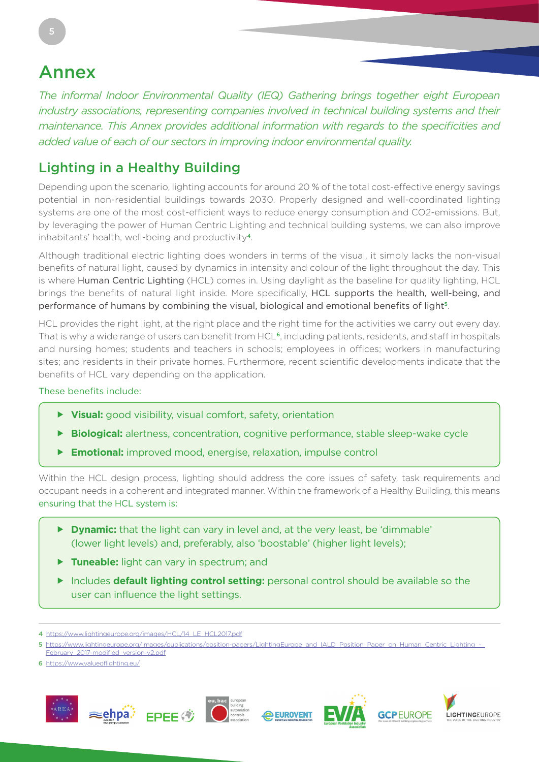# Annex

*The informal Indoor Environmental Quality (IEQ) Gathering brings together eight European industry associations, representing companies involved in technical building systems and their maintenance. This Annex provides additional information with regards to the specificities and added value of each of our sectors in improving indoor environmental quality.*

## Lighting in a Healthy Building

Depending upon the scenario, lighting accounts for around 20 % of the total cost-effective energy savings potential in non-residential buildings towards 2030. Properly designed and well-coordinated lighting systems are one of the most cost-efficient ways to reduce energy consumption and CO2-emissions. But, by leveraging the power of Human Centric Lighting and technical building systems, we can also improve inhabitants' health, well-being and productivity[4].

Although traditional electric lighting does wonders in terms of the visual, it simply lacks the non-visual benefits of natural light, caused by dynamics in intensity and colour of the light throughout the day. This is where Human Centric Lighting (HCL) comes in. Using daylight as the baseline for quality lighting, HCL brings the benefits of natural light inside. More specifically, HCL supports the health, well-being, and performance of humans by combining the visual, biological and emotional benefits of light[5].

HCL provides the right light, at the right place and the right time for the activities we carry out every day. That is why a wide range of users can benefit from HCL[6], including patients, residents, and staff in hospitals and nursing homes; students and teachers in schools; employees in offices; workers in manufacturing sites; and residents in their private homes. Furthermore, recent scientific developments indicate that the benefits of HCL vary depending on the application.

These benefits include:

- **Visual:** good visibility, visual comfort, safety, orientation
- **Biological:** alertness, concentration, cognitive performance, stable sleep-wake cycle
- **Emotional:** improved mood, energise, relaxation, impulse control

Within the HCL design process, lighting should address the core issues of safety, task requirements and occupant needs in a coherent and integrated manner. Within the framework of a Healthy Building, this means ensuring that the HCL system is:

- **Dynamic:** that the light can vary in level and, at the very least, be 'dimmable' (lower light levels) and, preferably, also 'boostable' (higher light levels);
- **Tuneable:** light can vary in spectrum; and
- Includes **default lighting control setting:** personal control should be available so the user can influence the light settings.

---

4 https://www.lightingeurope.org/images/HCL/14_LE_HCL2017.pdf

5 https://www.lightingeurope.org/images/publications/position-papers/LightingEurope_and_IALD_Position_Paper_on_Human_Centric_Lighting_-_February_2017-modified_version-v2.pdf

6 https://www.valueoflighting.eu/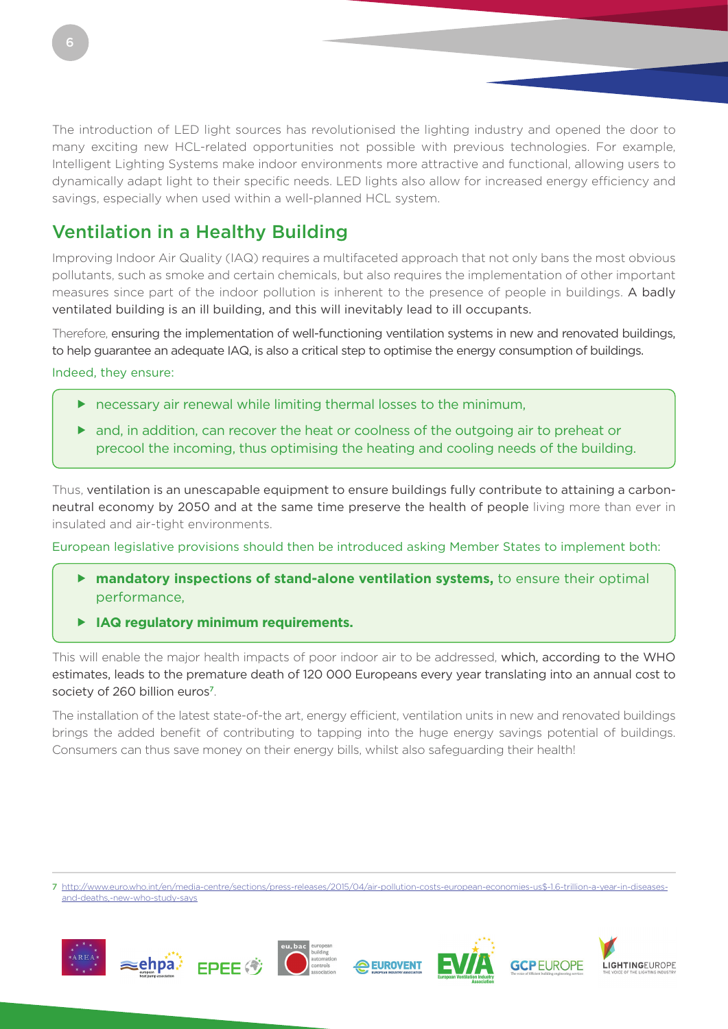The introduction of LED light sources has revolutionised the lighting industry and opened the door to many exciting new HCL-related opportunities not possible with previous technologies. For example, Intelligent Lighting Systems make indoor environments more attractive and functional, allowing users to dynamically adapt light to their specific needs. LED lights also allow for increased energy efficiency and savings, especially when used within a well-planned HCL system.

## Ventilation in a Healthy Building

Improving Indoor Air Quality (IAQ) requires a multifaceted approach that not only bans the most obvious pollutants, such as smoke and certain chemicals, but also requires the implementation of other important measures since part of the indoor pollution is inherent to the presence of people in buildings. A badly ventilated building is an ill building, and this will inevitably lead to ill occupants.

Therefore, ensuring the implementation of well-functioning ventilation systems in new and renovated buildings, to help guarantee an adequate IAQ, is also a critical step to optimise the energy consumption of buildings.

Indeed, they ensure:

- necessary air renewal while limiting thermal losses to the minimum,
- and, in addition, can recover the heat or coolness of the outgoing air to preheat or precool the incoming, thus optimising the heating and cooling needs of the building.

Thus, ventilation is an unescapable equipment to ensure buildings fully contribute to attaining a carbon-neutral economy by 2050 and at the same time preserve the health of people living more than ever in insulated and air-tight environments.

European legislative provisions should then be introduced asking Member States to implement both:

- **mandatory inspections of stand-alone ventilation systems,** to ensure their optimal performance,
- **IAQ regulatory minimum requirements.**

This will enable the major health impacts of poor indoor air to be addressed, which, according to the WHO estimates, leads to the premature death of 120 000 Europeans every year translating into an annual cost to society of 260 billion euros[7].

The installation of the latest state-of-the art, energy efficient, ventilation units in new and renovated buildings brings the added benefit of contributing to tapping into the huge energy savings potential of buildings. Consumers can thus save money on their energy bills, whilst also safeguarding their health!

---

7 http://www.euro.who.int/en/media-centre/sections/press-releases/2015/04/air-pollution-costs-european-economies-us$-1.6-trillion-a-year-in-diseases-and-deaths,-new-who-study-says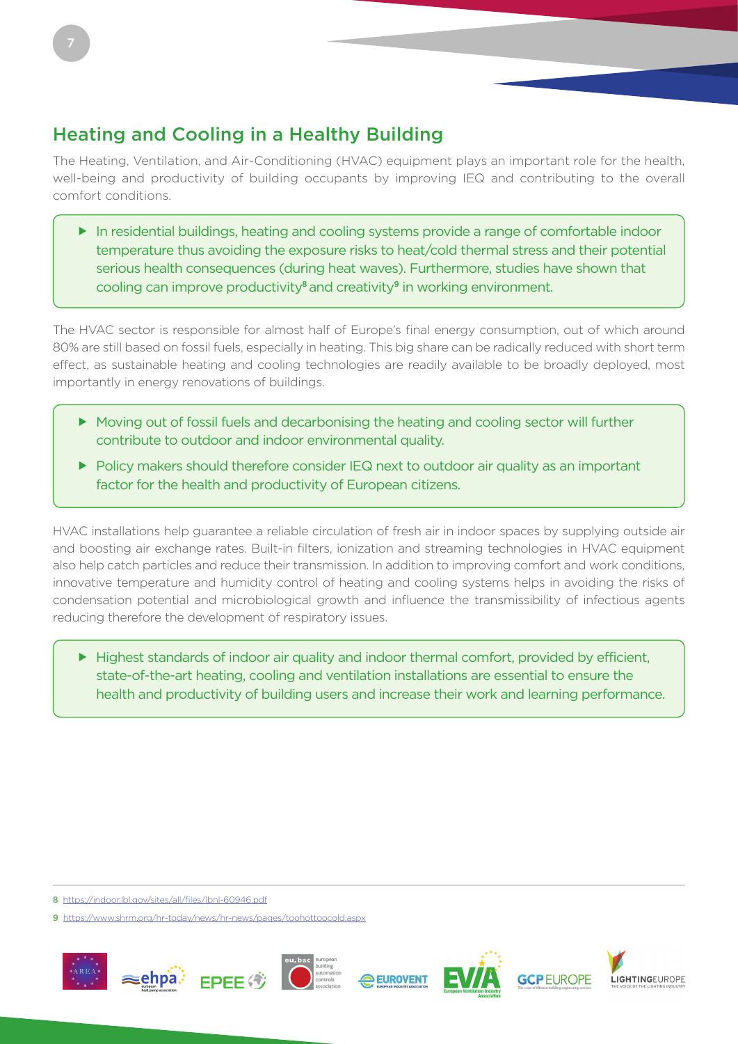## Heating and Cooling in a Healthy Building

The Heating, Ventilation, and Air-Conditioning (HVAC) equipment plays an important role for the health, well-being and productivity of building occupants by improving IEQ and contributing to the overall comfort conditions.

- In residential buildings, heating and cooling systems provide a range of comfortable indoor temperature thus avoiding the exposure risks to heat/cold thermal stress and their potential serious health consequences (during heat waves). Furthermore, studies have shown that cooling can improve productivity[8] and creativity[9] in working environment.

The HVAC sector is responsible for almost half of Europe's final energy consumption, out of which around 80% are still based on fossil fuels, especially in heating. This big share can be radically reduced with short term effect, as sustainable heating and cooling technologies are readily available to be broadly deployed, most importantly in energy renovations of buildings.

- Moving out of fossil fuels and decarbonising the heating and cooling sector will further contribute to outdoor and indoor environmental quality.
- Policy makers should therefore consider IEQ next to outdoor air quality as an important factor for the health and productivity of European citizens.

HVAC installations help guarantee a reliable circulation of fresh air in indoor spaces by supplying outside air and boosting air exchange rates. Built-in filters, ionization and streaming technologies in HVAC equipment also help catch particles and reduce their transmission. In addition to improving comfort and work conditions, innovative temperature and humidity control of heating and cooling systems helps in avoiding the risks of condensation potential and microbiological growth and influence the transmissibility of infectious agents reducing therefore the development of respiratory issues.

- Highest standards of indoor air quality and indoor thermal comfort, provided by efficient, state-of-the-art heating, cooling and ventilation installations are essential to ensure the health and productivity of building users and increase their work and learning performance.

---

8 https://indoor.lbl.gov/sites/all/files/lbnl-60946.pdf

9 https://www.shrm.org/hr-today/news/hr-news/pages/toohottoocold.aspx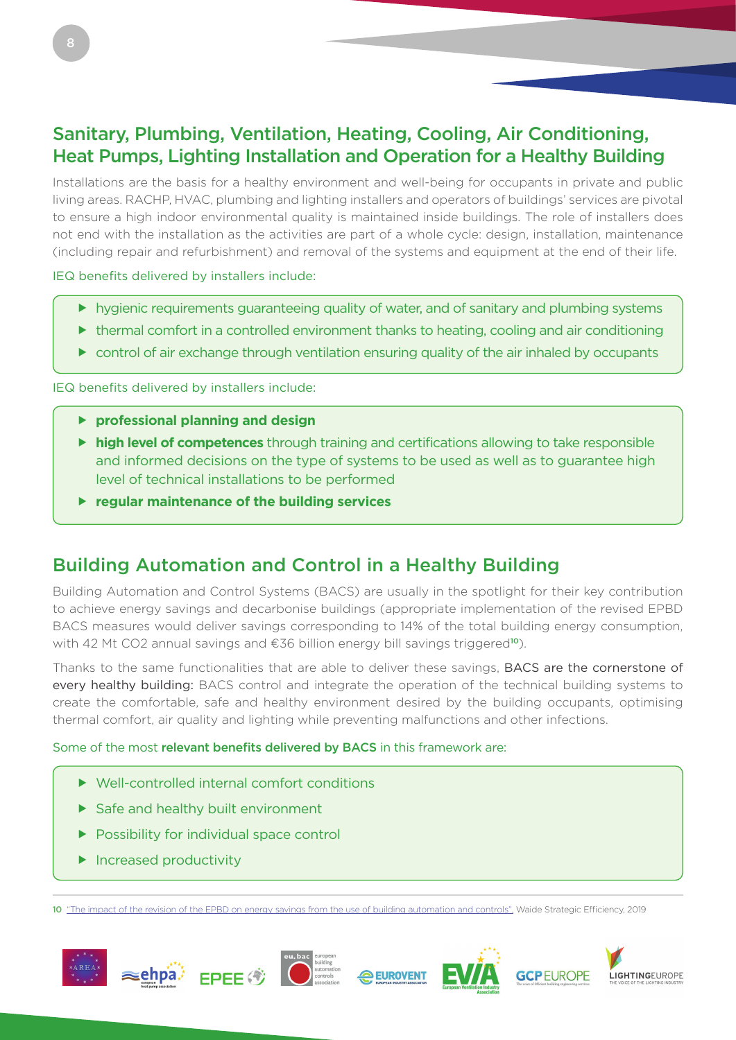## Sanitary, Plumbing, Ventilation, Heating, Cooling, Air Conditioning, Heat Pumps, Lighting Installation and Operation for a Healthy Building

Installations are the basis for a healthy environment and well-being for occupants in private and public living areas. RACHP, HVAC, plumbing and lighting installers and operators of buildings' services are pivotal to ensure a high indoor environmental quality is maintained inside buildings. The role of installers does not end with the installation as the activities are part of a whole cycle: design, installation, maintenance (including repair and refurbishment) and removal of the systems and equipment at the end of their life.

IEQ benefits delivered by installers include:

- hygienic requirements guaranteeing quality of water, and of sanitary and plumbing systems
- thermal comfort in a controlled environment thanks to heating, cooling and air conditioning
- control of air exchange through ventilation ensuring quality of the air inhaled by occupants

IEQ benefits delivered by installers include:

- **professional planning and design**
- **high level of competences** through training and certifications allowing to take responsible and informed decisions on the type of systems to be used as well as to guarantee high level of technical installations to be performed
- **regular maintenance of the building services**

## Building Automation and Control in a Healthy Building

Building Automation and Control Systems (BACS) are usually in the spotlight for their key contribution to achieve energy savings and decarbonise buildings (appropriate implementation of the revised EPBD BACS measures would deliver savings corresponding to 14% of the total building energy consumption, with 42 Mt $CO_2$ annual savings and €36 billion energy bill savings triggered[10]).

Thanks to the same functionalities that are able to deliver these savings, BACS are the cornerstone of every healthy building: BACS control and integrate the operation of the technical building systems to create the comfortable, safe and healthy environment desired by the building occupants, optimising thermal comfort, air quality and lighting while preventing malfunctions and other infections.

Some of the most **relevant benefits delivered by BACS** in this framework are:

- Well-controlled internal comfort conditions
- Safe and healthy built environment
- Possibility for individual space control
- Increased productivity

10 "The impact of the revision of the EPBD on energy savings from the use of building automation and controls", Waide Strategic Efficiency, 2019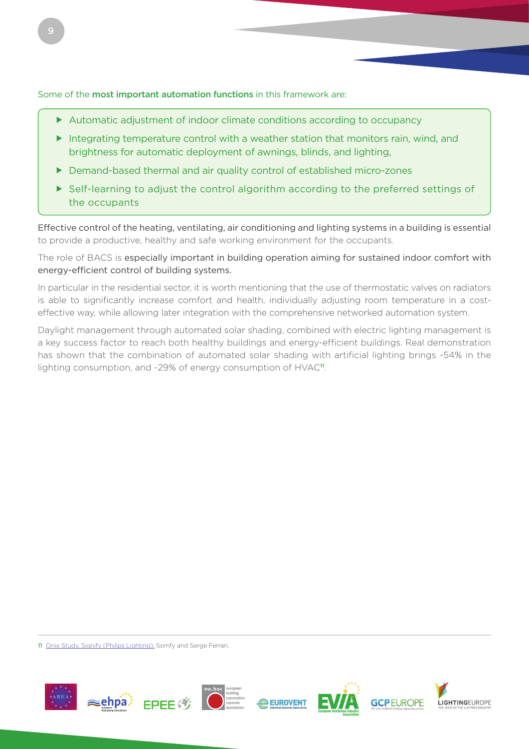Some of the **most important automation functions** in this framework are:

- Automatic adjustment of indoor climate conditions according to occupancy
- Integrating temperature control with a weather station that monitors rain, wind, and brightness for automatic deployment of awnings, blinds, and lighting,
- Demand-based thermal and air quality control of established micro-zones
- Self-learning to adjust the control algorithm according to the preferred settings of the occupants

Effective control of the heating, ventilating, air conditioning and lighting systems in a building is essential to provide a productive, healthy and safe working environment for the occupants.

The role of BACS is especially important in building operation aiming for sustained indoor comfort with energy-efficient control of building systems.

In particular in the residential sector, it is worth mentioning that the use of thermostatic valves on radiators is able to significantly increase comfort and health, individually adjusting room temperature in a cost-effective way, while allowing later integration with the comprehensive networked automation system.

Daylight management through automated solar shading, combined with electric lighting management is a key success factor to reach both healthy buildings and energy-efficient buildings. Real demonstration has shown that the combination of automated solar shading with artificial lighting brings -54% in the lighting consumption, and -29% of energy consumption of HVAC[11].

---

11 Onix Study, Signify (Philips Lighting), Somfy and Serge Ferrari.